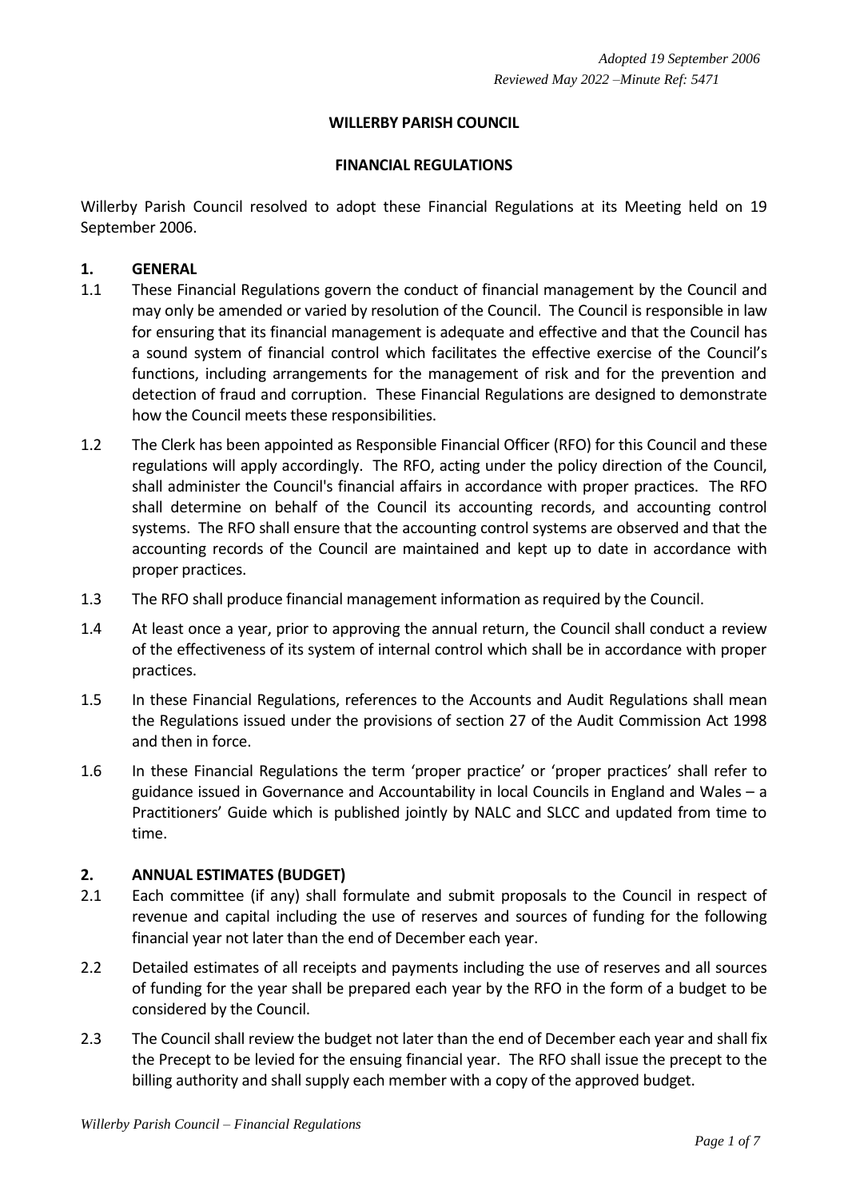*Adopted 19 September 2006*

*Reviewed May 2022 –Minute Ref: 5471*

# WILLERBY PARISH COUNCIL

## FINANCIAL REGULATIONS

Willerby Parish Council resolved to adopt these Financial Regulations at its Meeting held on 19 September 2006.

### 1. GENERAL

1.1 These Financial Regulations govern the conduct of financial management by the Council and may only be amended or varied by resolution of the Council. The Council is responsible in law for ensuring that its financial management is adequate and effective and that the Council has a sound system of financial control which facilitates the effective exercise of the Council's functions, including arrangements for the management of risk and for the prevention and detection of fraud and corruption. These Financial Regulations are designed to demonstrate how the Council meets these responsibilities.

1.2 The Clerk has been appointed as Responsible Financial Officer (RFO) for this Council and these regulations will apply accordingly. The RFO, acting under the policy direction of the Council, shall administer the Council's financial affairs in accordance with proper practices. The RFO shall determine on behalf of the Council its accounting records, and accounting control systems. The RFO shall ensure that the accounting control systems are observed and that the accounting records of the Council are maintained and kept up to date in accordance with proper practices.

1.3 The RFO shall produce financial management information as required by the Council.

1.4 At least once a year, prior to approving the annual return, the Council shall conduct a review of the effectiveness of its system of internal control which shall be in accordance with proper practices.

1.5 In these Financial Regulations, references to the Accounts and Audit Regulations shall mean the Regulations issued under the provisions of section 27 of the Audit Commission Act 1998 and then in force.

1.6 In these Financial Regulations the term 'proper practice' or 'proper practices' shall refer to guidance issued in Governance and Accountability in local Councils in England and Wales – a Practitioners' Guide which is published jointly by NALC and SLCC and updated from time to time.

### 2. ANNUAL ESTIMATES (BUDGET)

2.1 Each committee (if any) shall formulate and submit proposals to the Council in respect of revenue and capital including the use of reserves and sources of funding for the following financial year not later than the end of December each year.

2.2 Detailed estimates of all receipts and payments including the use of reserves and all sources of funding for the year shall be prepared each year by the RFO in the form of a budget to be considered by the Council.

2.3 The Council shall review the budget not later than the end of December each year and shall fix the Precept to be levied for the ensuing financial year. The RFO shall issue the precept to the billing authority and shall supply each member with a copy of the approved budget.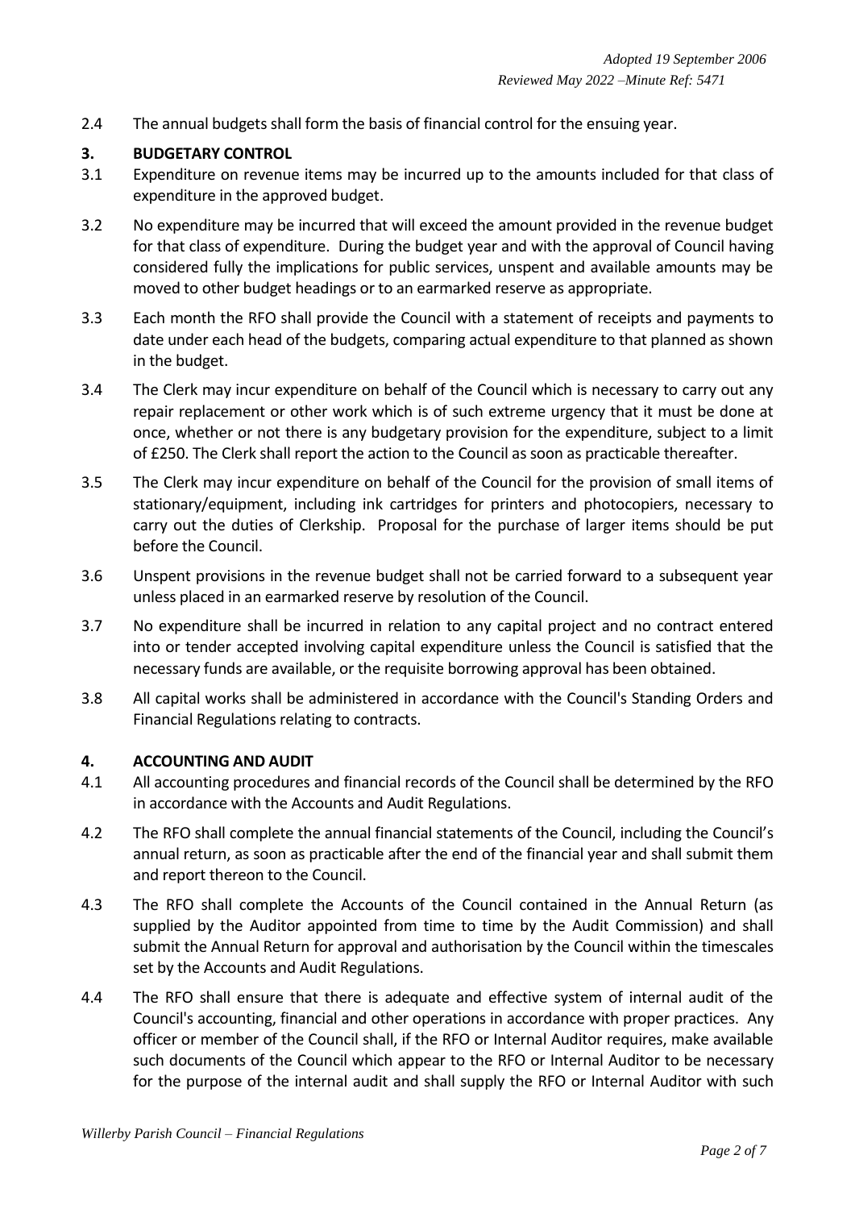2.4 The annual budgets shall form the basis of financial control for the ensuing year.

## 3. BUDGETARY CONTROL

3.1 Expenditure on revenue items may be incurred up to the amounts included for that class of expenditure in the approved budget.

3.2 No expenditure may be incurred that will exceed the amount provided in the revenue budget for that class of expenditure. During the budget year and with the approval of Council having considered fully the implications for public services, unspent and available amounts may be moved to other budget headings or to an earmarked reserve as appropriate.

3.3 Each month the RFO shall provide the Council with a statement of receipts and payments to date under each head of the budgets, comparing actual expenditure to that planned as shown in the budget.

3.4 The Clerk may incur expenditure on behalf of the Council which is necessary to carry out any repair replacement or other work which is of such extreme urgency that it must be done at once, whether or not there is any budgetary provision for the expenditure, subject to a limit of £250. The Clerk shall report the action to the Council as soon as practicable thereafter.

3.5 The Clerk may incur expenditure on behalf of the Council for the provision of small items of stationary/equipment, including ink cartridges for printers and photocopiers, necessary to carry out the duties of Clerkship. Proposal for the purchase of larger items should be put before the Council.

3.6 Unspent provisions in the revenue budget shall not be carried forward to a subsequent year unless placed in an earmarked reserve by resolution of the Council.

3.7 No expenditure shall be incurred in relation to any capital project and no contract entered into or tender accepted involving capital expenditure unless the Council is satisfied that the necessary funds are available, or the requisite borrowing approval has been obtained.

3.8 All capital works shall be administered in accordance with the Council's Standing Orders and Financial Regulations relating to contracts.

## 4. ACCOUNTING AND AUDIT

4.1 All accounting procedures and financial records of the Council shall be determined by the RFO in accordance with the Accounts and Audit Regulations.

4.2 The RFO shall complete the annual financial statements of the Council, including the Council's annual return, as soon as practicable after the end of the financial year and shall submit them and report thereon to the Council.

4.3 The RFO shall complete the Accounts of the Council contained in the Annual Return (as supplied by the Auditor appointed from time to time by the Audit Commission) and shall submit the Annual Return for approval and authorisation by the Council within the timescales set by the Accounts and Audit Regulations.

4.4 The RFO shall ensure that there is adequate and effective system of internal audit of the Council's accounting, financial and other operations in accordance with proper practices. Any officer or member of the Council shall, if the RFO or Internal Auditor requires, make available such documents of the Council which appear to the RFO or Internal Auditor to be necessary for the purpose of the internal audit and shall supply the RFO or Internal Auditor with such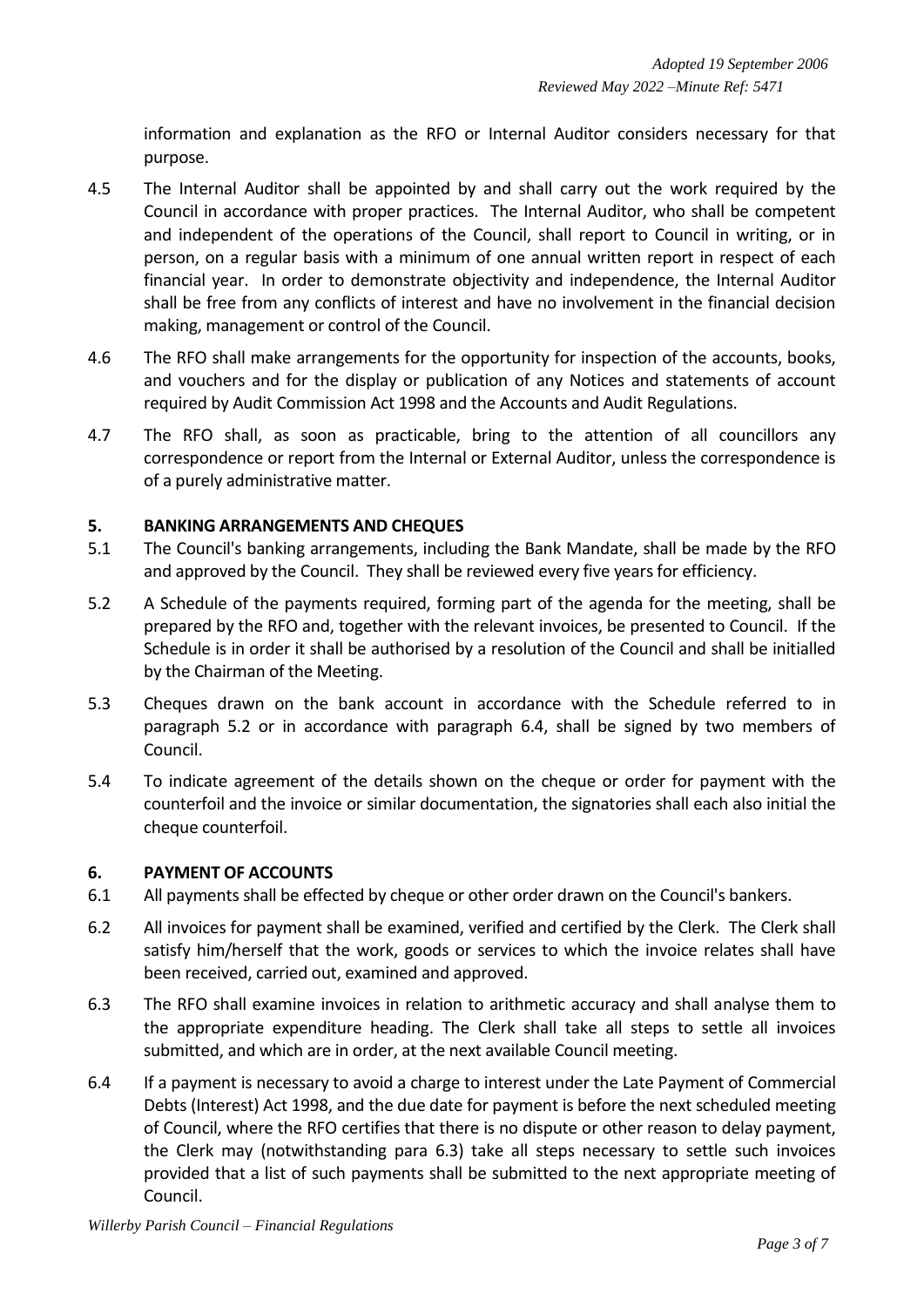information and explanation as the RFO or Internal Auditor considers necessary for that purpose.

4.5 The Internal Auditor shall be appointed by and shall carry out the work required by the Council in accordance with proper practices. The Internal Auditor, who shall be competent and independent of the operations of the Council, shall report to Council in writing, or in person, on a regular basis with a minimum of one annual written report in respect of each financial year. In order to demonstrate objectivity and independence, the Internal Auditor shall be free from any conflicts of interest and have no involvement in the financial decision making, management or control of the Council.

4.6 The RFO shall make arrangements for the opportunity for inspection of the accounts, books, and vouchers and for the display or publication of any Notices and statements of account required by Audit Commission Act 1998 and the Accounts and Audit Regulations.

4.7 The RFO shall, as soon as practicable, bring to the attention of all councillors any correspondence or report from the Internal or External Auditor, unless the correspondence is of a purely administrative matter.

## 5. BANKING ARRANGEMENTS AND CHEQUES

5.1 The Council's banking arrangements, including the Bank Mandate, shall be made by the RFO and approved by the Council. They shall be reviewed every five years for efficiency.

5.2 A Schedule of the payments required, forming part of the agenda for the meeting, shall be prepared by the RFO and, together with the relevant invoices, be presented to Council. If the Schedule is in order it shall be authorised by a resolution of the Council and shall be initialled by the Chairman of the Meeting.

5.3 Cheques drawn on the bank account in accordance with the Schedule referred to in paragraph 5.2 or in accordance with paragraph 6.4, shall be signed by two members of Council.

5.4 To indicate agreement of the details shown on the cheque or order for payment with the counterfoil and the invoice or similar documentation, the signatories shall each also initial the cheque counterfoil.

## 6. PAYMENT OF ACCOUNTS

6.1 All payments shall be effected by cheque or other order drawn on the Council's bankers.

6.2 All invoices for payment shall be examined, verified and certified by the Clerk. The Clerk shall satisfy him/herself that the work, goods or services to which the invoice relates shall have been received, carried out, examined and approved.

6.3 The RFO shall examine invoices in relation to arithmetic accuracy and shall analyse them to the appropriate expenditure heading. The Clerk shall take all steps to settle all invoices submitted, and which are in order, at the next available Council meeting.

6.4 If a payment is necessary to avoid a charge to interest under the Late Payment of Commercial Debts (Interest) Act 1998, and the due date for payment is before the next scheduled meeting of Council, where the RFO certifies that there is no dispute or other reason to delay payment, the Clerk may (notwithstanding para 6.3) take all steps necessary to settle such invoices provided that a list of such payments shall be submitted to the next appropriate meeting of Council.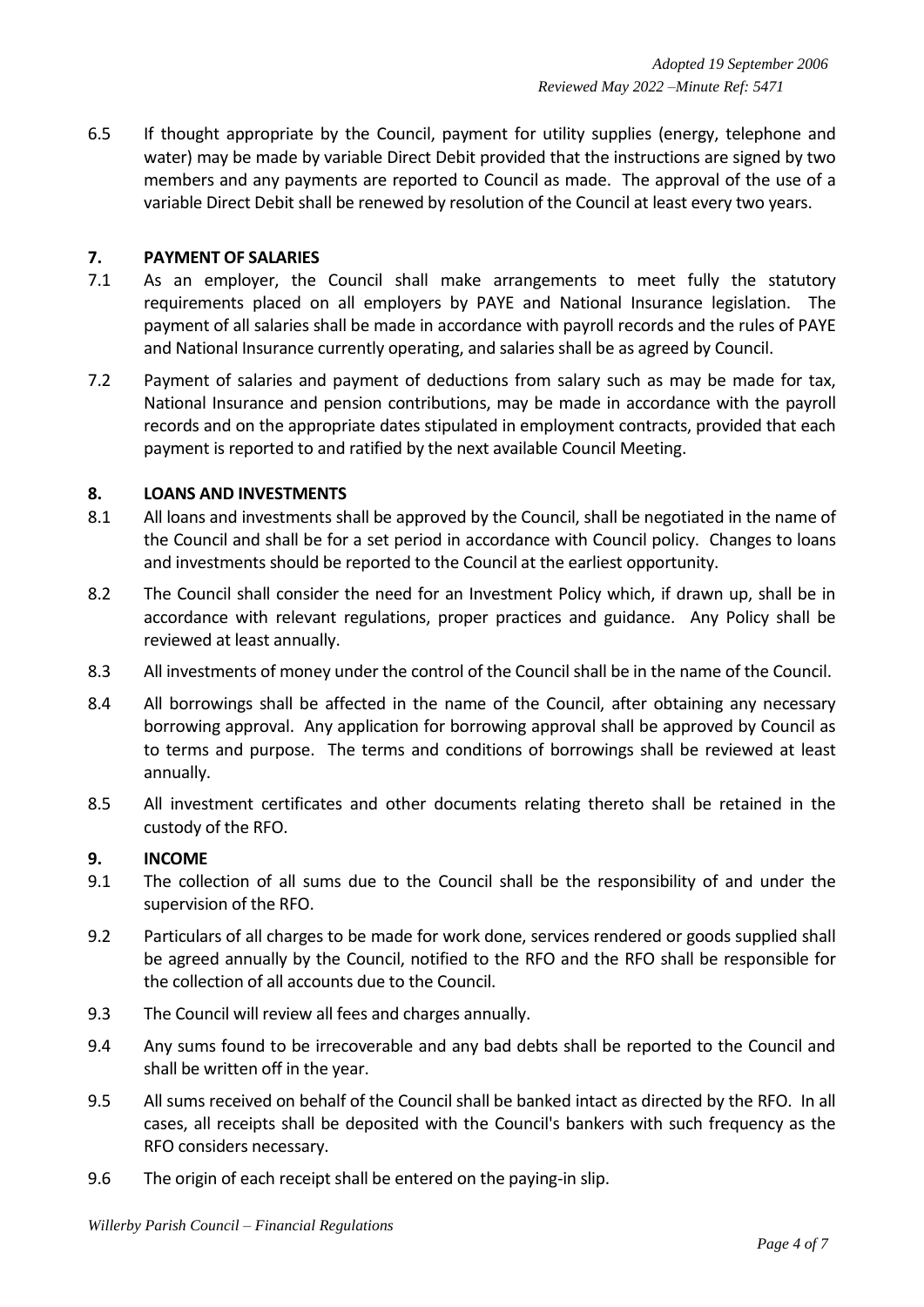6.5 If thought appropriate by the Council, payment for utility supplies (energy, telephone and water) may be made by variable Direct Debit provided that the instructions are signed by two members and any payments are reported to Council as made. The approval of the use of a variable Direct Debit shall be renewed by resolution of the Council at least every two years.

## 7. PAYMENT OF SALARIES

7.1 As an employer, the Council shall make arrangements to meet fully the statutory requirements placed on all employers by PAYE and National Insurance legislation. The payment of all salaries shall be made in accordance with payroll records and the rules of PAYE and National Insurance currently operating, and salaries shall be as agreed by Council.

7.2 Payment of salaries and payment of deductions from salary such as may be made for tax, National Insurance and pension contributions, may be made in accordance with the payroll records and on the appropriate dates stipulated in employment contracts, provided that each payment is reported to and ratified by the next available Council Meeting.

## 8. LOANS AND INVESTMENTS

8.1 All loans and investments shall be approved by the Council, shall be negotiated in the name of the Council and shall be for a set period in accordance with Council policy. Changes to loans and investments should be reported to the Council at the earliest opportunity.

8.2 The Council shall consider the need for an Investment Policy which, if drawn up, shall be in accordance with relevant regulations, proper practices and guidance. Any Policy shall be reviewed at least annually.

8.3 All investments of money under the control of the Council shall be in the name of the Council.

8.4 All borrowings shall be affected in the name of the Council, after obtaining any necessary borrowing approval. Any application for borrowing approval shall be approved by Council as to terms and purpose. The terms and conditions of borrowings shall be reviewed at least annually.

8.5 All investment certificates and other documents relating thereto shall be retained in the custody of the RFO.

## 9. INCOME

9.1 The collection of all sums due to the Council shall be the responsibility of and under the supervision of the RFO.

9.2 Particulars of all charges to be made for work done, services rendered or goods supplied shall be agreed annually by the Council, notified to the RFO and the RFO shall be responsible for the collection of all accounts due to the Council.

9.3 The Council will review all fees and charges annually.

9.4 Any sums found to be irrecoverable and any bad debts shall be reported to the Council and shall be written off in the year.

9.5 All sums received on behalf of the Council shall be banked intact as directed by the RFO. In all cases, all receipts shall be deposited with the Council's bankers with such frequency as the RFO considers necessary.

9.6 The origin of each receipt shall be entered on the paying-in slip.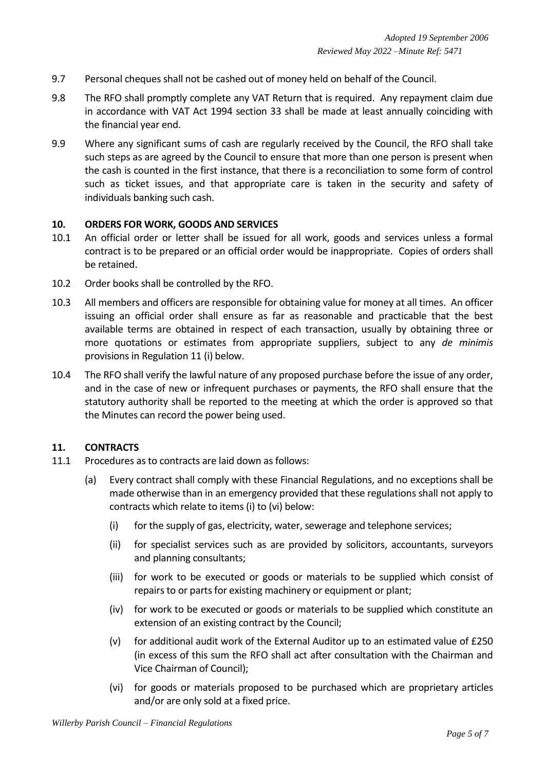9.7 Personal cheques shall not be cashed out of money held on behalf of the Council.

9.8 The RFO shall promptly complete any VAT Return that is required. Any repayment claim due in accordance with VAT Act 1994 section 33 shall be made at least annually coinciding with the financial year end.

9.9 Where any significant sums of cash are regularly received by the Council, the RFO shall take such steps as are agreed by the Council to ensure that more than one person is present when the cash is counted in the first instance, that there is a reconciliation to some form of control such as ticket issues, and that appropriate care is taken in the security and safety of individuals banking such cash.

## 10. ORDERS FOR WORK, GOODS AND SERVICES

10.1 An official order or letter shall be issued for all work, goods and services unless a formal contract is to be prepared or an official order would be inappropriate. Copies of orders shall be retained.

10.2 Order books shall be controlled by the RFO.

10.3 All members and officers are responsible for obtaining value for money at all times. An officer issuing an official order shall ensure as far as reasonable and practicable that the best available terms are obtained in respect of each transaction, usually by obtaining three or more quotations or estimates from appropriate suppliers, subject to any *de minimis* provisions in Regulation 11 (i) below.

10.4 The RFO shall verify the lawful nature of any proposed purchase before the issue of any order, and in the case of new or infrequent purchases or payments, the RFO shall ensure that the statutory authority shall be reported to the meeting at which the order is approved so that the Minutes can record the power being used.

## 11. CONTRACTS

11.1 Procedures as to contracts are laid down as follows:

(a) Every contract shall comply with these Financial Regulations, and no exceptions shall be made otherwise than in an emergency provided that these regulations shall not apply to contracts which relate to items (i) to (vi) below:

(i) for the supply of gas, electricity, water, sewerage and telephone services;

(ii) for specialist services such as are provided by solicitors, accountants, surveyors and planning consultants;

(iii) for work to be executed or goods or materials to be supplied which consist of repairs to or parts for existing machinery or equipment or plant;

(iv) for work to be executed or goods or materials to be supplied which constitute an extension of an existing contract by the Council;

(v) for additional audit work of the External Auditor up to an estimated value of £250 (in excess of this sum the RFO shall act after consultation with the Chairman and Vice Chairman of Council);

(vi) for goods or materials proposed to be purchased which are proprietary articles and/or are only sold at a fixed price.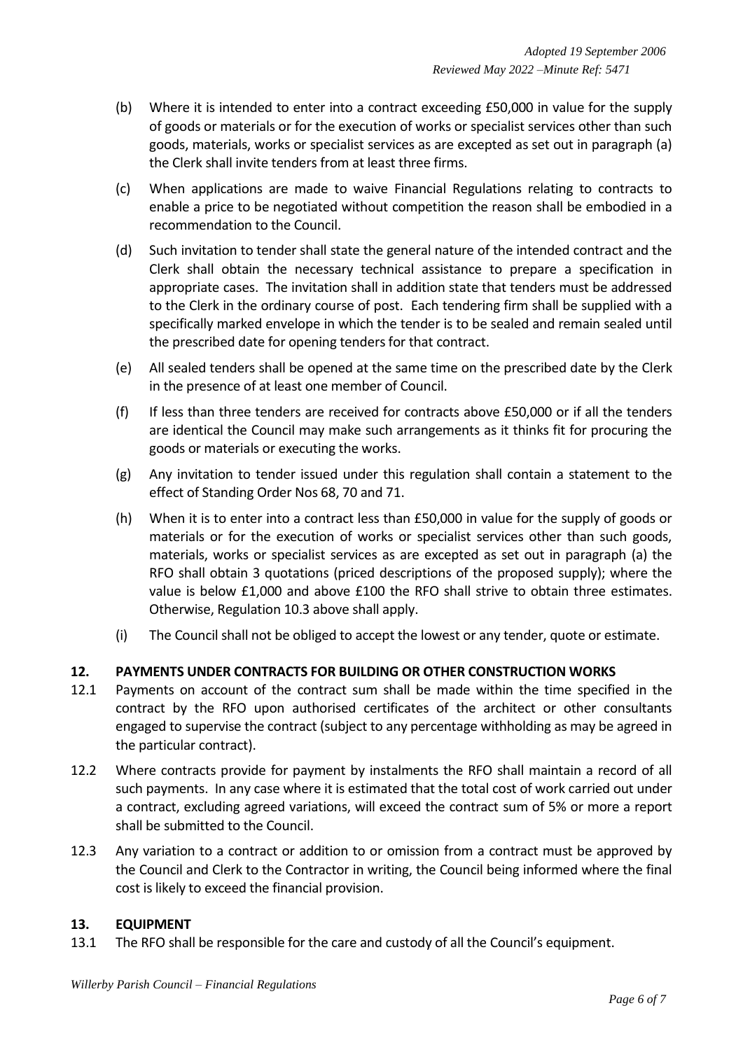(b) Where it is intended to enter into a contract exceeding £50,000 in value for the supply of goods or materials or for the execution of works or specialist services other than such goods, materials, works or specialist services as are excepted as set out in paragraph (a) the Clerk shall invite tenders from at least three firms.

(c) When applications are made to waive Financial Regulations relating to contracts to enable a price to be negotiated without competition the reason shall be embodied in a recommendation to the Council.

(d) Such invitation to tender shall state the general nature of the intended contract and the Clerk shall obtain the necessary technical assistance to prepare a specification in appropriate cases. The invitation shall in addition state that tenders must be addressed to the Clerk in the ordinary course of post. Each tendering firm shall be supplied with a specifically marked envelope in which the tender is to be sealed and remain sealed until the prescribed date for opening tenders for that contract.

(e) All sealed tenders shall be opened at the same time on the prescribed date by the Clerk in the presence of at least one member of Council.

(f) If less than three tenders are received for contracts above £50,000 or if all the tenders are identical the Council may make such arrangements as it thinks fit for procuring the goods or materials or executing the works.

(g) Any invitation to tender issued under this regulation shall contain a statement to the effect of Standing Order Nos 68, 70 and 71.

(h) When it is to enter into a contract less than £50,000 in value for the supply of goods or materials or for the execution of works or specialist services other than such goods, materials, works or specialist services as are excepted as set out in paragraph (a) the RFO shall obtain 3 quotations (priced descriptions of the proposed supply); where the value is below £1,000 and above £100 the RFO shall strive to obtain three estimates. Otherwise, Regulation 10.3 above shall apply.

(i) The Council shall not be obliged to accept the lowest or any tender, quote or estimate.

## 12. PAYMENTS UNDER CONTRACTS FOR BUILDING OR OTHER CONSTRUCTION WORKS

12.1 Payments on account of the contract sum shall be made within the time specified in the contract by the RFO upon authorised certificates of the architect or other consultants engaged to supervise the contract (subject to any percentage withholding as may be agreed in the particular contract).

12.2 Where contracts provide for payment by instalments the RFO shall maintain a record of all such payments. In any case where it is estimated that the total cost of work carried out under a contract, excluding agreed variations, will exceed the contract sum of 5% or more a report shall be submitted to the Council.

12.3 Any variation to a contract or addition to or omission from a contract must be approved by the Council and Clerk to the Contractor in writing, the Council being informed where the final cost is likely to exceed the financial provision.

## 13. EQUIPMENT

13.1 The RFO shall be responsible for the care and custody of all the Council's equipment.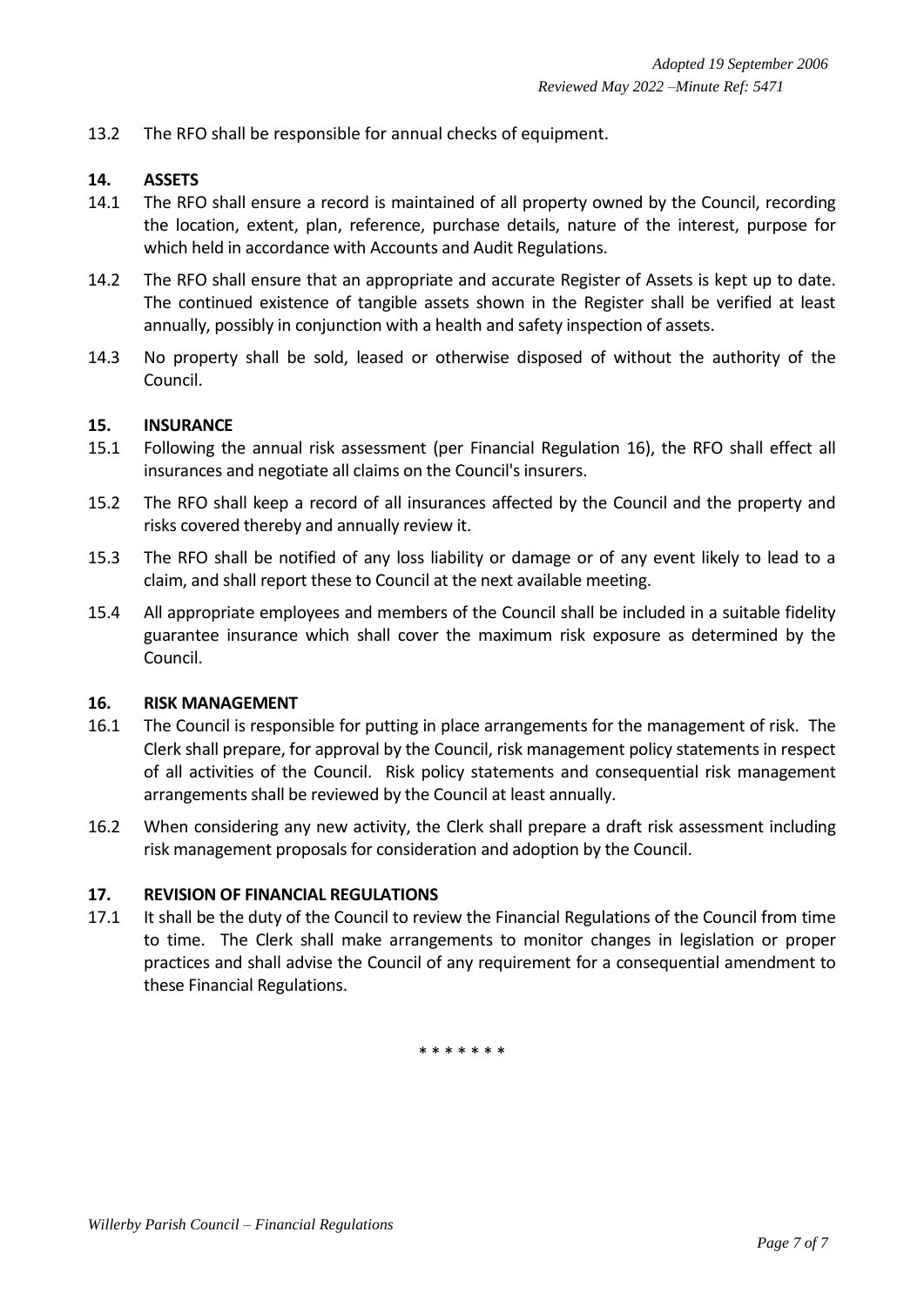13.2 The RFO shall be responsible for annual checks of equipment.

## 14. ASSETS

14.1 The RFO shall ensure a record is maintained of all property owned by the Council, recording the location, extent, plan, reference, purchase details, nature of the interest, purpose for which held in accordance with Accounts and Audit Regulations.

14.2 The RFO shall ensure that an appropriate and accurate Register of Assets is kept up to date. The continued existence of tangible assets shown in the Register shall be verified at least annually, possibly in conjunction with a health and safety inspection of assets.

14.3 No property shall be sold, leased or otherwise disposed of without the authority of the Council.

## 15. INSURANCE

15.1 Following the annual risk assessment (per Financial Regulation 16), the RFO shall effect all insurances and negotiate all claims on the Council's insurers.

15.2 The RFO shall keep a record of all insurances affected by the Council and the property and risks covered thereby and annually review it.

15.3 The RFO shall be notified of any loss liability or damage or of any event likely to lead to a claim, and shall report these to Council at the next available meeting.

15.4 All appropriate employees and members of the Council shall be included in a suitable fidelity guarantee insurance which shall cover the maximum risk exposure as determined by the Council.

## 16. RISK MANAGEMENT

16.1 The Council is responsible for putting in place arrangements for the management of risk. The Clerk shall prepare, for approval by the Council, risk management policy statements in respect of all activities of the Council. Risk policy statements and consequential risk management arrangements shall be reviewed by the Council at least annually.

16.2 When considering any new activity, the Clerk shall prepare a draft risk assessment including risk management proposals for consideration and adoption by the Council.

## 17. REVISION OF FINANCIAL REGULATIONS

17.1 It shall be the duty of the Council to review the Financial Regulations of the Council from time to time. The Clerk shall make arrangements to monitor changes in legislation or proper practices and shall advise the Council of any requirement for a consequential amendment to these Financial Regulations.

\* \* \* \* \* \* \*